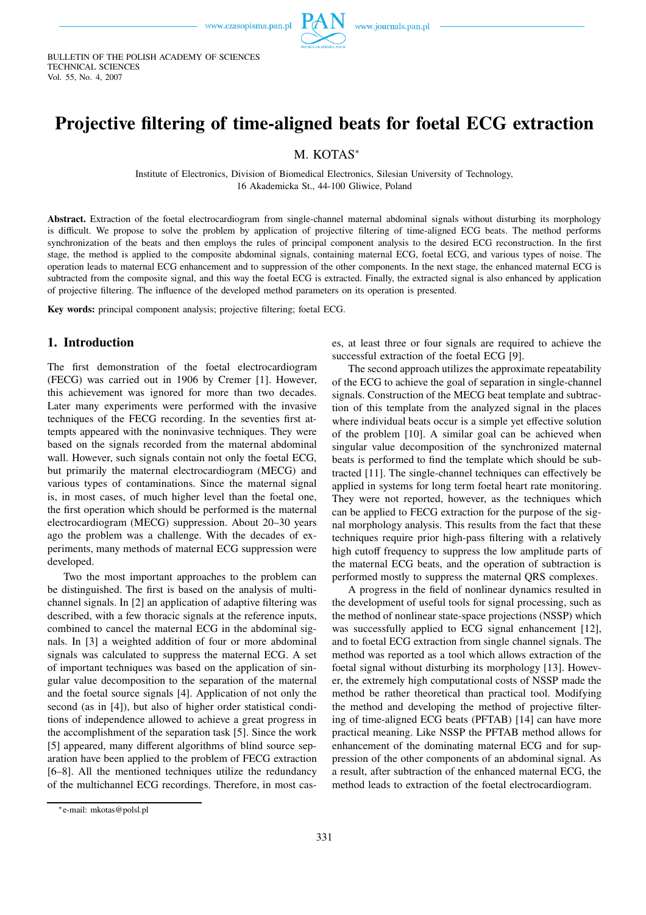# Projective filtering of time-aligned beats for foetal ECG extraction

M. KOTAS*

Institute of Electronics, Division of Biomedical Electronics, Silesian University of Technology,
16 Akademicka St., 44-100 Gliwice, Poland

**Abstract.** Extraction of the foetal electrocardiogram from single-channel maternal abdominal signals without disturbing its morphology is difficult. We propose to solve the problem by application of projective filtering of time-aligned ECG beats. The method performs synchronization of the beats and then employs the rules of principal component analysis to the desired ECG reconstruction. In the first stage, the method is applied to the composite abdominal signals, containing maternal ECG, foetal ECG, and various types of noise. The operation leads to maternal ECG enhancement and to suppression of the other components. In the next stage, the enhanced maternal ECG is subtracted from the composite signal, and this way the foetal ECG is extracted. Finally, the extracted signal is also enhanced by application of projective filtering. The influence of the developed method parameters on its operation is presented.

**Key words:** principal component analysis; projective filtering; foetal ECG.

## 1. Introduction

The first demonstration of the foetal electrocardiogram (FECG) was carried out in 1906 by Cremer [1]. However, this achievement was ignored for more than two decades. Later many experiments were performed with the invasive techniques of the FECG recording. In the seventies first attempts appeared with the noninvasive techniques. They were based on the signals recorded from the maternal abdominal wall. However, such signals contain not only the foetal ECG, but primarily the maternal electrocardiogram (MECG) and various types of contaminations. Since the maternal signal is, in most cases, of much higher level than the foetal one, the first operation which should be performed is the maternal electrocardiogram (MECG) suppression. About 20–30 years ago the problem was a challenge. With the decades of experiments, many methods of maternal ECG suppression were developed.

Two the most important approaches to the problem can be distinguished. The first is based on the analysis of multi-channel signals. In [2] an application of adaptive filtering was described, with a few thoracic signals at the reference inputs, combined to cancel the maternal ECG in the abdominal signals. In [3] a weighted addition of four or more abdominal signals was calculated to suppress the maternal ECG. A set of important techniques was based on the application of singular value decomposition to the separation of the maternal and the foetal source signals [4]. Application of not only the second (as in [4]), but also of higher order statistical conditions of independence allowed to achieve a great progress in the accomplishment of the separation task [5]. Since the work [5] appeared, many different algorithms of blind source separation have been applied to the problem of FECG extraction [6–8]. All the mentioned techniques utilize the redundancy of the multichannel ECG recordings. Therefore, in most cases, at least three or four signals are required to achieve the successful extraction of the foetal ECG [9].

The second approach utilizes the approximate repeatability of the ECG to achieve the goal of separation in single-channel signals. Construction of the MECG beat template and subtraction of this template from the analyzed signal in the places where individual beats occur is a simple yet effective solution of the problem [10]. A similar goal can be achieved when singular value decomposition of the synchronized maternal beats is performed to find the template which should be subtracted [11]. The single-channel techniques can effectively be applied in systems for long term foetal heart rate monitoring. They were not reported, however, as the techniques which can be applied to FECG extraction for the purpose of the signal morphology analysis. This results from the fact that these techniques require prior high-pass filtering with a relatively high cutoff frequency to suppress the low amplitude parts of the maternal ECG beats, and the operation of subtraction is performed mostly to suppress the maternal QRS complexes.

A progress in the field of nonlinear dynamics resulted in the development of useful tools for signal processing, such as the method of nonlinear state-space projections (NSSP) which was successfully applied to ECG signal enhancement [12], and to foetal ECG extraction from single channel signals. The method was reported as a tool which allows extraction of the foetal signal without disturbing its morphology [13]. However, the extremely high computational costs of NSSP made the method be rather theoretical than practical tool. Modifying the method and developing the method of projective filtering of time-aligned ECG beats (PFTAB) [14] can have more practical meaning. Like NSSP the PFTAB method allows for enhancement of the dominating maternal ECG and for suppression of the other components of an abdominal signal. As a result, after subtraction of the enhanced maternal ECG, the method leads to extraction of the foetal electrocardiogram.

*e-mail: mkotas@polsl.pl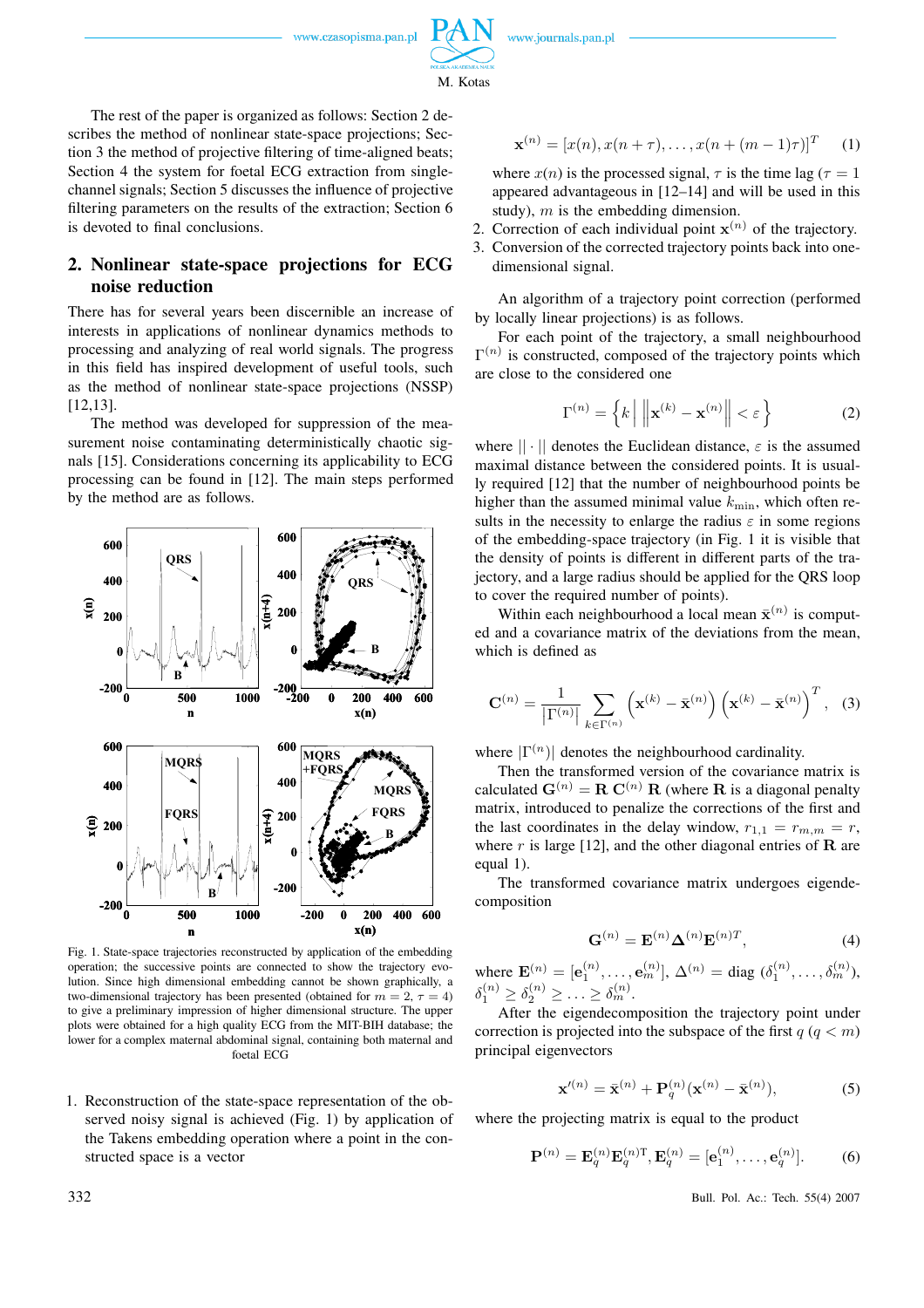The rest of the paper is organized as follows: Section 2 describes the method of nonlinear state-space projections; Section 3 the method of projective filtering of time-aligned beats; Section 4 the system for foetal ECG extraction from single-channel signals; Section 5 discusses the influence of projective filtering parameters on the results of the extraction; Section 6 is devoted to final conclusions.

## 2. Nonlinear state-space projections for ECG noise reduction

There has for several years been discernible an increase of interests in applications of nonlinear dynamics methods to processing and analyzing of real world signals. The progress in this field has inspired development of useful tools, such as the method of nonlinear state-space projections (NSSP) [12,13].

The method was developed for suppression of the measurement noise contaminating deterministically chaotic signals [15]. Considerations concerning its applicability to ECG processing can be found in [12]. The main steps performed by the method are as follows.

Fig. 1. State-space trajectories reconstructed by application of the embedding operation; the successive points are connected to show the trajectory evolution. Since high dimensional embedding cannot be shown graphically, a two-dimensional trajectory has been presented (obtained for $m = 2$, $\tau = 4$) to give a preliminary impression of higher dimensional structure. The upper plots were obtained for a high quality ECG from the MIT-BIH database; the lower for a complex maternal abdominal signal, containing both maternal and foetal ECG

1. Reconstruction of the state-space representation of the observed noisy signal is achieved (Fig. 1) by application of the Takens embedding operation where a point in the constructed space is a vector

$$\mathbf{x}^{(n)} = [x(n), x(n+\tau), \ldots, x(n+(m-1)\tau)]^T \quad (1)$$

where $x(n)$ is the processed signal, $\tau$ is the time lag ($\tau = 1$ appeared advantageous in [12–14] and will be used in this study), $m$ is the embedding dimension.

2. Correction of each individual point $\mathbf{x}^{(n)}$ of the trajectory.
3. Conversion of the corrected trajectory points back into one-dimensional signal.

An algorithm of a trajectory point correction (performed by locally linear projections) is as follows.

For each point of the trajectory, a small neighbourhood $\Gamma^{(n)}$ is constructed, composed of the trajectory points which are close to the considered one

$$\Gamma^{(n)} = \left\{ k \,\middle|\, \left\| \mathbf{x}^{(k)} - \mathbf{x}^{(n)} \right\| < \varepsilon \right\} \quad (2)$$

where $\|\cdot\|$ denotes the Euclidean distance, $\varepsilon$ is the assumed maximal distance between the considered points. It is usually required [12] that the number of neighbourhood points be higher than the assumed minimal value $k_{\min}$, which often results in the necessity to enlarge the radius $\varepsilon$ in some regions of the embedding-space trajectory (in Fig. 1 it is visible that the density of points is different in different parts of the trajectory, and a large radius should be applied for the QRS loop to cover the required number of points).

Within each neighbourhood a local mean $\bar{\mathbf{x}}^{(n)}$ is computed and a covariance matrix of the deviations from the mean, which is defined as

$$\mathbf{C}^{(n)} = \frac{1}{\left|\Gamma^{(n)}\right|} \sum_{k \in \Gamma^{(n)}} \left(\mathbf{x}^{(k)} - \bar{\mathbf{x}}^{(n)}\right) \left(\mathbf{x}^{(k)} - \bar{\mathbf{x}}^{(n)}\right)^T, \quad (3)$$

where $|\Gamma^{(n)}|$ denotes the neighbourhood cardinality.

Then the transformed version of the covariance matrix is calculated $\mathbf{G}^{(n)} = \mathbf{R}\,\mathbf{C}^{(n)}\,\mathbf{R}$ (where $\mathbf{R}$ is a diagonal penalty matrix, introduced to penalize the corrections of the first and the last coordinates in the delay window, $r_{1,1} = r_{m,m} = r$, where $r$ is large [12], and the other diagonal entries of $\mathbf{R}$ are equal 1).

The transformed covariance matrix undergoes eigendecomposition

$$\mathbf{G}^{(n)} = \mathbf{E}^{(n)} \mathbf{\Delta}^{(n)} \mathbf{E}^{(n)T}, \quad (4)$$

where $\mathbf{E}^{(n)} = [\mathbf{e}_1^{(n)}, \ldots, \mathbf{e}_m^{(n)}]$, $\Delta^{(n)} = \text{diag}\,(\delta_1^{(n)}, \ldots, \delta_m^{(n)})$, $\delta_1^{(n)} \geq \delta_2^{(n)} \geq \ldots \geq \delta_m^{(n)}$.

After the eigendecomposition the trajectory point under correction is projected into the subspace of the first $q$ ($q < m$) principal eigenvectors

$$\mathbf{x}'^{(n)} = \bar{\mathbf{x}}^{(n)} + \mathbf{P}_q^{(n)}(\mathbf{x}^{(n)} - \bar{\mathbf{x}}^{(n)}), \quad (5)$$

where the projecting matrix is equal to the product

$$\mathbf{P}^{(n)} = \mathbf{E}_q^{(n)} \mathbf{E}_q^{(n)\mathrm{T}}, \mathbf{E}_q^{(n)} = [\mathbf{e}_1^{(n)}, \ldots, \mathbf{e}_q^{(n)}]. \quad (6)$$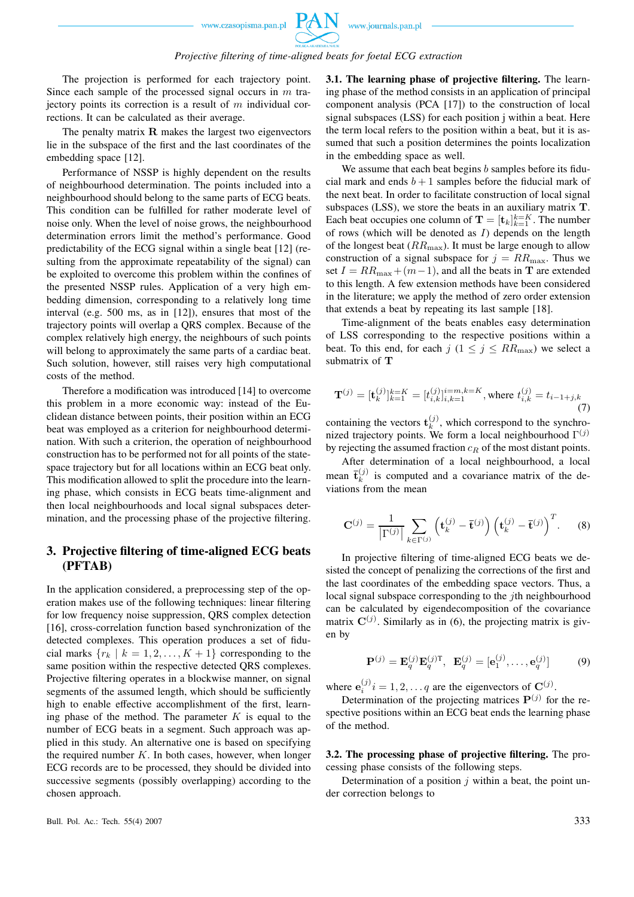The projection is performed for each trajectory point. Since each sample of the processed signal occurs in $m$ trajectory points its correction is a result of $m$ individual corrections. It can be calculated as their average.

The penalty matrix $\mathbf{R}$ makes the largest two eigenvectors lie in the subspace of the first and the last coordinates of the embedding space [12].

Performance of NSSP is highly dependent on the results of neighbourhood determination. The points included into a neighbourhood should belong to the same parts of ECG beats. This condition can be fulfilled for rather moderate level of noise only. When the level of noise grows, the neighbourhood determination errors limit the method's performance. Good predictability of the ECG signal within a single beat [12] (resulting from the approximate repeatability of the signal) can be exploited to overcome this problem within the confines of the presented NSSP rules. Application of a very high embedding dimension, corresponding to a relatively long time interval (e.g. 500 ms, as in [12]), ensures that most of the trajectory points will overlap a QRS complex. Because of the complex relatively high energy, the neighbours of such points will belong to approximately the same parts of a cardiac beat. Such solution, however, still raises very high computational costs of the method.

Therefore a modification was introduced [14] to overcome this problem in a more economic way: instead of the Euclidean distance between points, their position within an ECG beat was employed as a criterion for neighbourhood determination. With such a criterion, the operation of neighbourhood construction has to be performed not for all points of the state-space trajectory but for all locations within an ECG beat only. This modification allowed to split the procedure into the learning phase, which consists in ECG beats time-alignment and then local neighbourhoods and local signal subspaces determination, and the processing phase of the projective filtering.

## 3. Projective filtering of time-aligned ECG beats (PFTAB)

In the application considered, a preprocessing step of the operation makes use of the following techniques: linear filtering for low frequency noise suppression, QRS complex detection [16], cross-correlation function based synchronization of the detected complexes. This operation produces a set of fiducial marks $\{r_k \mid k = 1, 2, \ldots, K+1\}$ corresponding to the same position within the respective detected QRS complexes. Projective filtering operates in a blockwise manner, on signal segments of the assumed length, which should be sufficiently high to enable effective accomplishment of the first, learning phase of the method. The parameter $K$ is equal to the number of ECG beats in a segment. Such approach was applied in this study. An alternative one is based on specifying the required number $K$. In both cases, however, when longer ECG records are to be processed, they should be divided into successive segments (possibly overlapping) according to the chosen approach.

**3.1. The learning phase of projective filtering.** The learning phase of the method consists in an application of principal component analysis (PCA [17]) to the construction of local signal subspaces (LSS) for each position j within a beat. Here the term local refers to the position within a beat, but it is assumed that such a position determines the points localization in the embedding space as well.

We assume that each beat begins $b$ samples before its fiducial mark and ends $b+1$ samples before the fiducial mark of the next beat. In order to facilitate construction of local signal subspaces (LSS), we store the beats in an auxiliary matrix $\mathbf{T}$. Each beat occupies one column of $\mathbf{T} = [\mathbf{t}_k]_{k=1}^{k=K}$. The number of rows (which will be denoted as $I$) depends on the length of the longest beat ($RR_{\max}$). It must be large enough to allow construction of a signal subspace for $j = RR_{\max}$. Thus we set $I = RR_{\max} + (m-1)$, and all the beats in $\mathbf{T}$ are extended to this length. A few extension methods have been considered in the literature; we apply the method of zero order extension that extends a beat by repeating its last sample [18].

Time-alignment of the beats enables easy determination of LSS corresponding to the respective positions within a beat. To this end, for each $j$ $(1 \leq j \leq RR_{\max})$ we select a submatrix of $\mathbf{T}$

$$\mathbf{T}^{(j)} = [\mathbf{t}_k^{(j)}]_{k=1}^{k=K} = [t_{i,k}^{(j)}]_{i,k=1}^{i=m,k=K}, \text{where } t_{i,k}^{(j)} = t_{i-1+j,k} \tag{7}$$

containing the vectors $\mathbf{t}_k^{(j)}$, which correspond to the synchronized trajectory points. We form a local neighbourhood $\Gamma^{(j)}$ by rejecting the assumed fraction $c_R$ of the most distant points.

After determination of a local neighbourhood, a local mean $\bar{\mathbf{t}}_k^{(j)}$ is computed and a covariance matrix of the deviations from the mean

$$\mathbf{C}^{(j)} = \frac{1}{\left|\Gamma^{(j)}\right|} \sum_{k \in \Gamma^{(j)}} \left(\mathbf{t}_k^{(j)} - \bar{\mathbf{t}}^{(j)}\right) \left(\mathbf{t}_k^{(j)} - \bar{\mathbf{t}}^{(j)}\right)^T. \tag{8}$$

In projective filtering of time-aligned ECG beats we desisted the concept of penalizing the corrections of the first and the last coordinates of the embedding space vectors. Thus, a local signal subspace corresponding to the $j$th neighbourhood can be calculated by eigendecomposition of the covariance matrix $\mathbf{C}^{(j)}$. Similarly as in (6), the projecting matrix is given by

$$\mathbf{P}^{(j)} = \mathbf{E}_q^{(j)} \mathbf{E}_q^{(j)\mathrm{T}}, \;\; \mathbf{E}_q^{(j)} = [\mathbf{e}_1^{(j)}, \ldots, \mathbf{e}_q^{(j)}] \tag{9}$$

where $\mathbf{e}_i^{(j)} i = 1, 2, \ldots q$ are the eigenvectors of $\mathbf{C}^{(j)}$.

Determination of the projecting matrices $\mathbf{P}^{(j)}$ for the respective positions within an ECG beat ends the learning phase of the method.

**3.2. The processing phase of projective filtering.** The processing phase consists of the following steps.

Determination of a position $j$ within a beat, the point under correction belongs to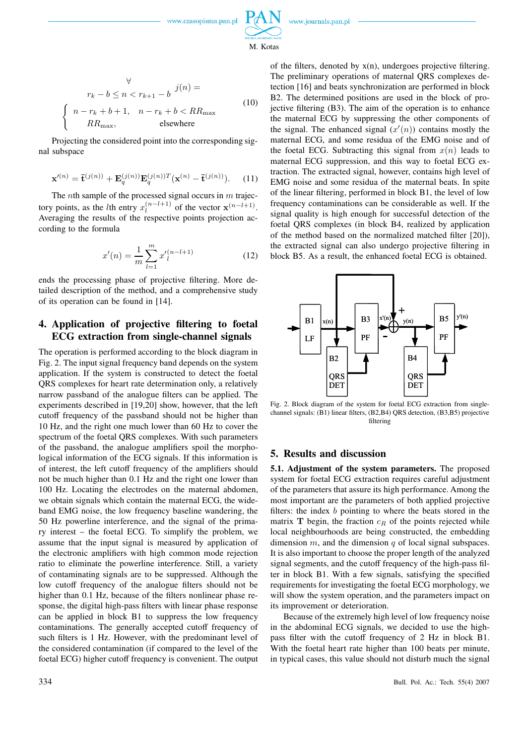$$\underset{r_k - b \leq n < r_{k+1} - b}{\forall} \quad j(n) = \begin{cases} n - r_k + b + 1, & n - r_k + b < RR_{\max} \\ RR_{\max}, & \text{elsewhere} \end{cases} \tag{10}$$

Projecting the considered point into the corresponding signal subspace

$$\mathbf{x}'^{(n)} = \bar{\mathbf{t}}^{(j(n))} + \mathbf{E}_q^{(j(n))} \mathbf{E}_q^{(j(n))T} (\mathbf{x}^{(n)} - \bar{\mathbf{t}}^{(j(n))}). \tag{11}$$

The $n$th sample of the processed signal occurs in $m$ trajectory points, as the $l$th entry $x_l^{(n-l+1)}$ of the vector $\mathbf{x}^{(n-l+1)}$. Averaging the results of the respective points projection according to the formula

$$x'(n) = \frac{1}{m} \sum_{l=1}^{m} x_l'^{(n-l+1)} \tag{12}$$

ends the processing phase of projective filtering. More detailed description of the method, and a comprehensive study of its operation can be found in [14].

## 4. Application of projective filtering to foetal ECG extraction from single-channel signals

The operation is performed according to the block diagram in Fig. 2. The input signal frequency band depends on the system application. If the system is constructed to detect the foetal QRS complexes for heart rate determination only, a relatively narrow passband of the analogue filters can be applied. The experiments described in [19,20] show, however, that the left cutoff frequency of the passband should not be higher than 10 Hz, and the right one much lower than 60 Hz to cover the spectrum of the foetal QRS complexes. With such parameters of the passband, the analogue amplifiers spoil the morphological information of the ECG signals. If this information is of interest, the left cutoff frequency of the amplifiers should not be much higher than 0.1 Hz and the right one lower than 100 Hz. Locating the electrodes on the maternal abdomen, we obtain signals which contain the maternal ECG, the wideband EMG noise, the low frequency baseline wandering, the 50 Hz powerline interference, and the signal of the primary interest – the foetal ECG. To simplify the problem, we assume that the input signal is measured by application of the electronic amplifiers with high common mode rejection ratio to eliminate the powerline interference. Still, a variety of contaminating signals are to be suppressed. Although the low cutoff frequency of the analogue filters should not be higher than 0.1 Hz, because of the filters nonlinear phase response, the digital high-pass filters with linear phase response can be applied in block B1 to suppress the low frequency contaminations. The generally accepted cutoff frequency of such filters is 1 Hz. However, with the predominant level of the considered contamination (if compared to the level of the foetal ECG) higher cutoff frequency is convenient. The output of the filters, denoted by x(n), undergoes projective filtering. The preliminary operations of maternal QRS complexes detection [16] and beats synchronization are performed in block B2. The determined positions are used in the block of projective filtering (B3). The aim of the operation is to enhance the maternal ECG by suppressing the other components of the signal. The enhanced signal ($x'(n)$) contains mostly the maternal ECG, and some residua of the EMG noise and of the foetal ECG. Subtracting this signal from $x(n)$ leads to maternal ECG suppression, and this way to foetal ECG extraction. The extracted signal, however, contains high level of EMG noise and some residua of the maternal beats. In spite of the linear filtering, performed in block B1, the level of low frequency contaminations can be considerable as well. If the signal quality is high enough for successful detection of the foetal QRS complexes (in block B4, realized by application of the method based on the normalized matched filter [20]), the extracted signal can also undergo projective filtering in block B5. As a result, the enhanced foetal ECG is obtained.

Fig. 2. Block diagram of the system for foetal ECG extraction from single-channel signals: (B1) linear filters, (B2,B4) QRS detection, (B3,B5) projective filtering

## 5. Results and discussion

**5.1. Adjustment of the system parameters.** The proposed system for foetal ECG extraction requires careful adjustment of the parameters that assure its high performance. Among the most important are the parameters of both applied projective filters: the index $b$ pointing to where the beats stored in the matrix $\mathbf{T}$ begin, the fraction $c_R$ of the points rejected while local neighbourhoods are being constructed, the embedding dimension $m$, and the dimension $q$ of local signal subspaces. It is also important to choose the proper length of the analyzed signal segments, and the cutoff frequency of the high-pass filter in block B1. With a few signals, satisfying the specified requirements for investigating the foetal ECG morphology, we will show the system operation, and the parameters impact on its improvement or deterioration.

Because of the extremely high level of low frequency noise in the abdominal ECG signals, we decided to use the high-pass filter with the cutoff frequency of 2 Hz in block B1. With the foetal heart rate higher than 100 beats per minute, in typical cases, this value should not disturb much the signal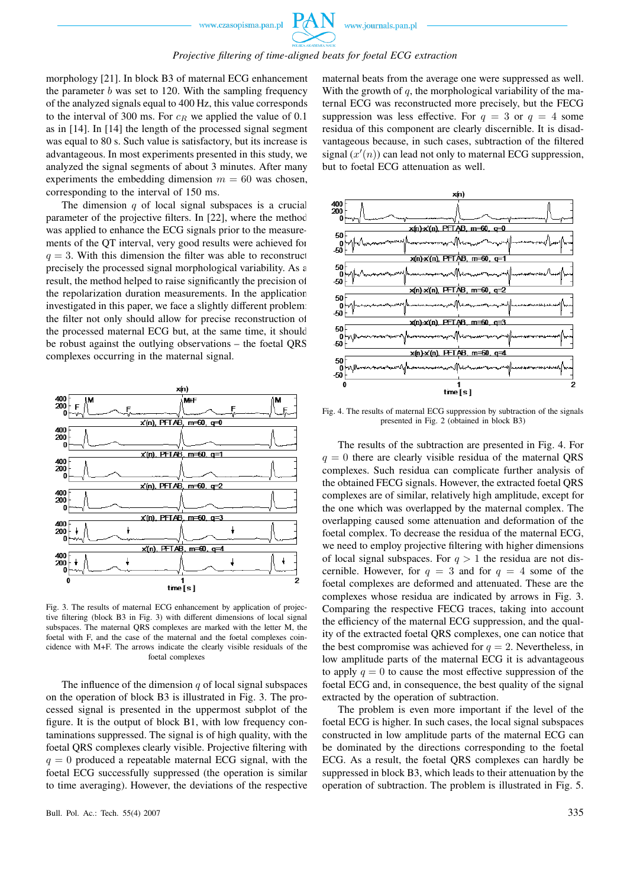morphology [21]. In block B3 of maternal ECG enhancement the parameter $b$ was set to 120. With the sampling frequency of the analyzed signals equal to 400 Hz, this value corresponds to the interval of 300 ms. For $c_R$ we applied the value of 0.1 as in [14]. In [14] the length of the processed signal segment was equal to 80 s. Such value is satisfactory, but its increase is advantageous. In most experiments presented in this study, we analyzed the signal segments of about 3 minutes. After many experiments the embedding dimension $m = 60$ was chosen, corresponding to the interval of 150 ms.

The dimension $q$ of local signal subspaces is a crucial parameter of the projective filters. In [22], where the method was applied to enhance the ECG signals prior to the measurements of the QT interval, very good results were achieved for $q = 3$. With this dimension the filter was able to reconstruct precisely the processed signal morphological variability. As a result, the method helped to raise significantly the precision of the repolarization duration measurements. In the application investigated in this paper, we face a slightly different problem: the filter not only should allow for precise reconstruction of the processed maternal ECG but, at the same time, it should be robust against the outlying observations – the foetal QRS complexes occurring in the maternal signal.

Fig. 3. The results of maternal ECG enhancement by application of projective filtering (block B3 in Fig. 3) with different dimensions of local signal subspaces. The maternal QRS complexes are marked with the letter M, the foetal with F, and the case of the maternal and the foetal complexes coincidence with M+F. The arrows indicate the clearly visible residuals of the foetal complexes

The influence of the dimension $q$ of local signal subspaces on the operation of block B3 is illustrated in Fig. 3. The processed signal is presented in the uppermost subplot of the figure. It is the output of block B1, with low frequency contaminations suppressed. The signal is of high quality, with the foetal QRS complexes clearly visible. Projective filtering with $q = 0$ produced a repeatable maternal ECG signal, with the foetal ECG successfully suppressed (the operation is similar to time averaging). However, the deviations of the respective maternal beats from the average one were suppressed as well. With the growth of $q$, the morphological variability of the maternal ECG was reconstructed more precisely, but the FECG suppression was less effective. For $q = 3$ or $q = 4$ some residua of this component are clearly discernible. It is disadvantageous because, in such cases, subtraction of the filtered signal ($x'(n)$) can lead not only to maternal ECG suppression, but to foetal ECG attenuation as well.

Fig. 4. The results of maternal ECG suppression by subtraction of the signals presented in Fig. 2 (obtained in block B3)

The results of the subtraction are presented in Fig. 4. For $q = 0$ there are clearly visible residua of the maternal QRS complexes. Such residua can complicate further analysis of the obtained FECG signals. However, the extracted foetal QRS complexes are of similar, relatively high amplitude, except for the one which was overlapped by the maternal complex. The overlapping caused some attenuation and deformation of the foetal complex. To decrease the residua of the maternal ECG, we need to employ projective filtering with higher dimensions of local signal subspaces. For $q > 1$ the residua are not discernible. However, for $q = 3$ and for $q = 4$ some of the foetal complexes are deformed and attenuated. These are the complexes whose residua are indicated by arrows in Fig. 3. Comparing the respective FECG traces, taking into account the efficiency of the maternal ECG suppression, and the quality of the extracted foetal QRS complexes, one can notice that the best compromise was achieved for $q = 2$. Nevertheless, in low amplitude parts of the maternal ECG it is advantageous to apply $q = 0$ to cause the most effective suppression of the foetal ECG and, in consequence, the best quality of the signal extracted by the operation of subtraction.

The problem is even more important if the level of the foetal ECG is higher. In such cases, the local signal subspaces constructed in low amplitude parts of the maternal ECG can be dominated by the directions corresponding to the foetal ECG. As a result, the foetal QRS complexes can hardly be suppressed in block B3, which leads to their attenuation by the operation of subtraction. The problem is illustrated in Fig. 5.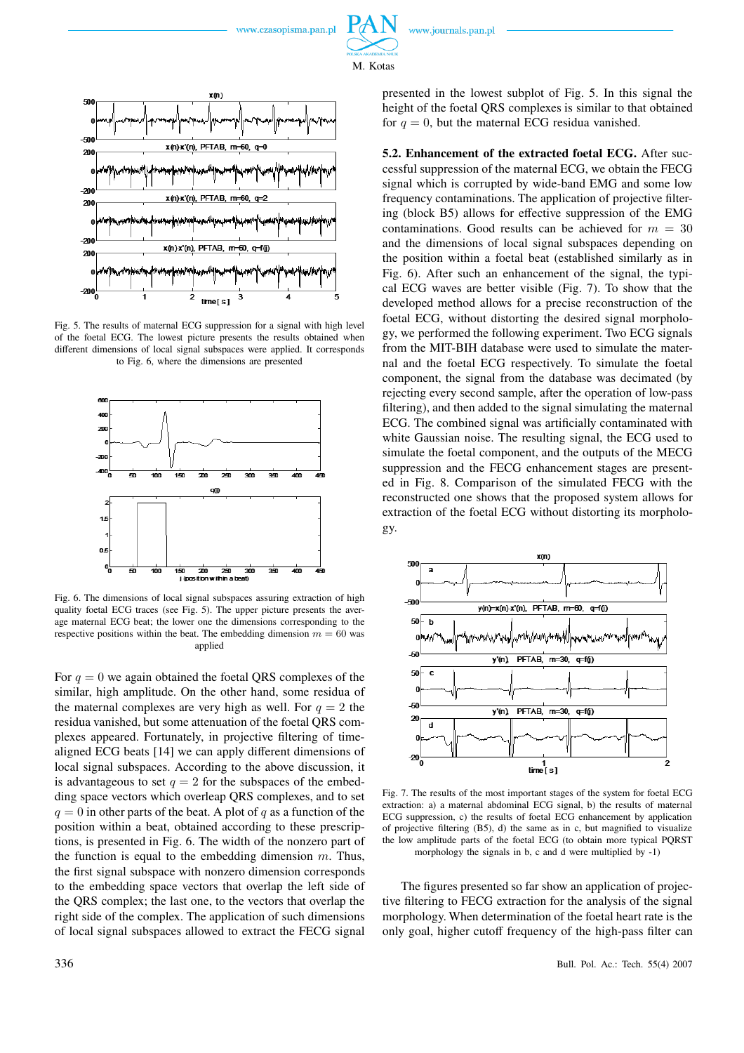Fig. 5. The results of maternal ECG suppression for a signal with high level of the foetal ECG. The lowest picture presents the results obtained when different dimensions of local signal subspaces were applied. It corresponds to Fig. 6, where the dimensions are presented

Fig. 6. The dimensions of local signal subspaces assuring extraction of high quality foetal ECG traces (see Fig. 5). The upper picture presents the average maternal ECG beat; the lower one the dimensions corresponding to the respective positions within the beat. The embedding dimension $m = 60$ was applied

For $q = 0$ we again obtained the foetal QRS complexes of the similar, high amplitude. On the other hand, some residua of the maternal complexes are very high as well. For $q = 2$ the residua vanished, but some attenuation of the foetal QRS complexes appeared. Fortunately, in projective filtering of time-aligned ECG beats [14] we can apply different dimensions of local signal subspaces. According to the above discussion, it is advantageous to set $q = 2$ for the subspaces of the embedding space vectors which overlap QRS complexes, and to set $q = 0$ in other parts of the beat. A plot of $q$ as a function of the position within a beat, obtained according to these prescriptions, is presented in Fig. 6. The width of the nonzero part of the function is equal to the embedding dimension $m$. Thus, the first signal subspace with nonzero dimension corresponds to the embedding space vectors that overlap the left side of the QRS complex; the last one, to the vectors that overlap the right side of the complex. The application of such dimensions of local signal subspaces allowed to extract the FECG signal presented in the lowest subplot of Fig. 5. In this signal the height of the foetal QRS complexes is similar to that obtained for $q = 0$, but the maternal ECG residua vanished.

**5.2. Enhancement of the extracted foetal ECG.** After successful suppression of the maternal ECG, we obtain the FECG signal which is corrupted by wide-band EMG and some low frequency contaminations. The application of projective filtering (block B5) allows for effective suppression of the EMG contaminations. Good results can be achieved for $m = 30$ and the dimensions of local signal subspaces depending on the position within a foetal beat (established similarly as in Fig. 6). After such an enhancement of the signal, the typical ECG waves are better visible (Fig. 7). To show that the developed method allows for a precise reconstruction of the foetal ECG, without distorting the desired signal morphology, we performed the following experiment. Two ECG signals from the MIT-BIH database were used to simulate the maternal and the foetal ECG respectively. To simulate the foetal component, the signal from the database was decimated (by rejecting every second sample, after the operation of low-pass filtering), and then added to the signal simulating the maternal ECG. The combined signal was artificially contaminated with white Gaussian noise. The resulting signal, the ECG used to simulate the foetal component, and the outputs of the MECG suppression and the FECG enhancement stages are presented in Fig. 8. Comparison of the simulated FECG with the reconstructed one shows that the proposed system allows for extraction of the foetal ECG without distorting its morphology.

Fig. 7. The results of the most important stages of the system for foetal ECG extraction: a) a maternal abdominal ECG signal, b) the results of maternal ECG suppression, c) the results of foetal ECG enhancement by application of projective filtering (B5), d) the same as in c, but magnified to visualize the low amplitude parts of the foetal ECG (to obtain more typical PQRST morphology the signals in b, c and d were multiplied by -1)

The figures presented so far show an application of projective filtering to FECG extraction for the analysis of the signal morphology. When determination of the foetal heart rate is the only goal, higher cutoff frequency of the high-pass filter can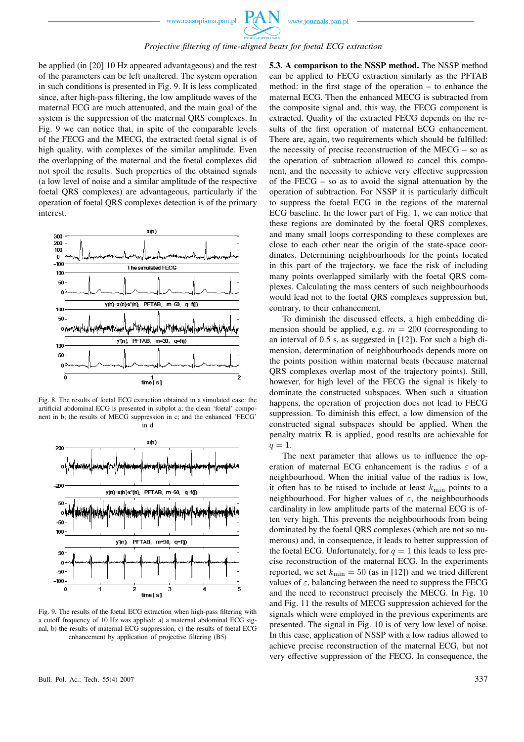be applied (in [20] 10 Hz appeared advantageous) and the rest of the parameters can be left unaltered. The system operation in such conditions is presented in Fig. 9. It is less complicated since, after high-pass filtering, the low amplitude waves of the maternal ECG are much attenuated, and the main goal of the system is the suppression of the maternal QRS complexes. In Fig. 9 we can notice that, in spite of the comparable levels of the FECG and the MECG, the extracted foetal signal is of high quality, with complexes of the similar amplitude. Even the overlapping of the maternal and the foetal complexes did not spoil the results. Such properties of the obtained signals (a low level of noise and a similar amplitude of the respective foetal QRS complexes) are advantageous, particularly if the operation of foetal QRS complexes detection is of the primary interest.

Fig. 8. The results of foetal ECG extraction obtained in a simulated case: the artificial abdominal ECG is presented in subplot a; the clean 'foetal' component in b; the results of MECG suppression in c; and the enhanced 'FECG' in d

Fig. 9. The results of the foetal ECG extraction when high-pass filtering with a cutoff frequency of 10 Hz was applied: a) a maternal abdominal ECG signal, b) the results of maternal ECG suppression, c) the results of foetal ECG enhancement by application of projective filtering (B5)

**5.3. A comparison to the NSSP method.** The NSSP method can be applied to FECG extraction similarly as the PFTAB method: in the first stage of the operation – to enhance the maternal ECG. Then the enhanced MECG is subtracted from the composite signal and, this way, the FECG component is extracted. Quality of the extracted FECG depends on the results of the first operation of maternal ECG enhancement. There are, again, two requirements which should be fulfilled: the necessity of precise reconstruction of the MECG – so as the operation of subtraction allowed to cancel this component, and the necessity to achieve very effective suppression of the FECG – so as to avoid the signal attenuation by the operation of subtraction. For NSSP it is particularly difficult to suppress the foetal ECG in the regions of the maternal ECG baseline. In the lower part of Fig. 1, we can notice that these regions are dominated by the foetal QRS complexes, and many small loops corresponding to these complexes are close to each other near the origin of the state-space coordinates. Determining neighbourhoods for the points located in this part of the trajectory, we face the risk of including many points overlapped similarly with the foetal QRS complexes. Calculating the mass centers of such neighbourhoods would lead not to the foetal QRS complexes suppression but, contrary, to their enhancement.

To diminish the discussed effects, a high embedding dimension should be applied, e.g. $m = 200$ (corresponding to an interval of 0.5 s, as suggested in [12]). For such a high dimension, determination of neighbourhoods depends more on the points position within maternal beats (because maternal QRS complexes overlap most of the trajectory points). Still, however, for high level of the FECG the signal is likely to dominate the constructed subspaces. When such a situation happens, the operation of projection does not lead to FECG suppression. To diminish this effect, a low dimension of the constructed signal subspaces should be applied. When the penalty matrix $\mathbf{R}$ is applied, good results are achievable for $q = 1$.

The next parameter that allows us to influence the operation of maternal ECG enhancement is the radius $\varepsilon$ of a neighbourhood. When the initial value of the radius is low, it often has to be raised to include at least $k_{\min}$ points to a neighbourhood. For higher values of $\varepsilon$, the neighbourhoods cardinality in low amplitude parts of the maternal ECG is often very high. This prevents the neighbourhoods from being dominated by the foetal QRS complexes (which are not so numerous) and, in consequence, it leads to better suppression of the foetal ECG. Unfortunately, for $q = 1$ this leads to less precise reconstruction of the maternal ECG. In the experiments reported, we set $k_{\min} = 50$ (as in [12]) and we tried different values of $\varepsilon$, balancing between the need to suppress the FECG and the need to reconstruct precisely the MECG. In Fig. 10 and Fig. 11 the results of MECG suppression achieved for the signals which were employed in the previous experiments are presented. The signal in Fig. 10 is of very low level of noise. In this case, application of NSSP with a low radius allowed to achieve precise reconstruction of the maternal ECG, but not very effective suppression of the FECG. In consequence, the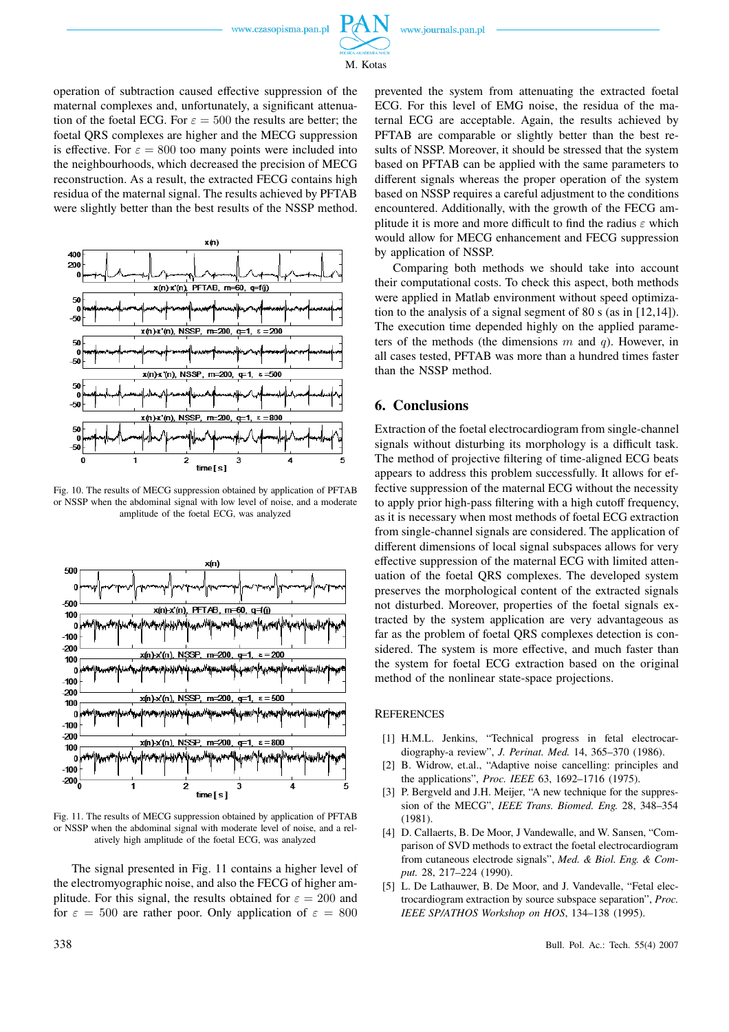operation of subtraction caused effective suppression of the maternal complexes and, unfortunately, a significant attenuation of the foetal ECG. For $\varepsilon = 500$ the results are better; the foetal QRS complexes are higher and the MECG suppression is effective. For $\varepsilon = 800$ too many points were included into the neighbourhoods, which decreased the precision of MECG reconstruction. As a result, the extracted FECG contains high residua of the maternal signal. The results achieved by PFTAB were slightly better than the best results of the NSSP method.

Fig. 10. The results of MECG suppression obtained by application of PFTAB or NSSP when the abdominal signal with low level of noise, and a moderate amplitude of the foetal ECG, was analyzed

Fig. 11. The results of MECG suppression obtained by application of PFTAB or NSSP when the abdominal signal with moderate level of noise, and a relatively high amplitude of the foetal ECG, was analyzed

The signal presented in Fig. 11 contains a higher level of the electromyographic noise, and also the FECG of higher amplitude. For this signal, the results obtained for $\varepsilon = 200$ and for $\varepsilon = 500$ are rather poor. Only application of $\varepsilon = 800$ prevented the system from attenuating the extracted foetal ECG. For this level of EMG noise, the residua of the maternal ECG are acceptable. Again, the results achieved by PFTAB are comparable or slightly better than the best results of NSSP. Moreover, it should be stressed that the system based on PFTAB can be applied with the same parameters to different signals whereas the proper operation of the system based on NSSP requires a careful adjustment to the conditions encountered. Additionally, with the growth of the FECG amplitude it is more and more difficult to find the radius $\varepsilon$ which would allow for MECG enhancement and FECG suppression by application of NSSP.

Comparing both methods we should take into account their computational costs. To check this aspect, both methods were applied in Matlab environment without speed optimization to the analysis of a signal segment of 80 s (as in [12,14]). The execution time depended highly on the applied parameters of the methods (the dimensions $m$ and $q$). However, in all cases tested, PFTAB was more than a hundred times faster than the NSSP method.

## 6. Conclusions

Extraction of the foetal electrocardiogram from single-channel signals without disturbing its morphology is a difficult task. The method of projective filtering of time-aligned ECG beats appears to address this problem successfully. It allows for effective suppression of the maternal ECG without the necessity to apply prior high-pass filtering with a high cutoff frequency, as it is necessary when most methods of foetal ECG extraction from single-channel signals are considered. The application of different dimensions of local signal subspaces allows for very effective suppression of the maternal ECG with limited attenuation of the foetal QRS complexes. The developed system preserves the morphological content of the extracted signals not disturbed. Moreover, properties of the foetal signals extracted by the system application are very advantageous as far as the problem of foetal QRS complexes detection is considered. The system is more effective, and much faster than the system for foetal ECG extraction based on the original method of the nonlinear state-space projections.

## REFERENCES

[1] H.M.L. Jenkins, "Technical progress in fetal electrocardiography-a review", *J. Perinat. Med.* 14, 365–370 (1986).

[2] B. Widrow, et.al., "Adaptive noise cancelling: principles and the applications", *Proc. IEEE* 63, 1692–1716 (1975).

[3] P. Bergveld and J.H. Meijer, "A new technique for the suppression of the MECG", *IEEE Trans. Biomed. Eng.* 28, 348–354 (1981).

[4] D. Callaerts, B. De Moor, J Vandewalle, and W. Sansen, "Comparison of SVD methods to extract the foetal electrocardiogram from cutaneous electrode signals", *Med. & Biol. Eng. & Comput.* 28, 217–224 (1990).

[5] L. De Lathauwer, B. De Moor, and J. Vandevalle, "Fetal electrocardiogram extraction by source subspace separation", *Proc. IEEE SP/ATHOS Workshop on HOS*, 134–138 (1995).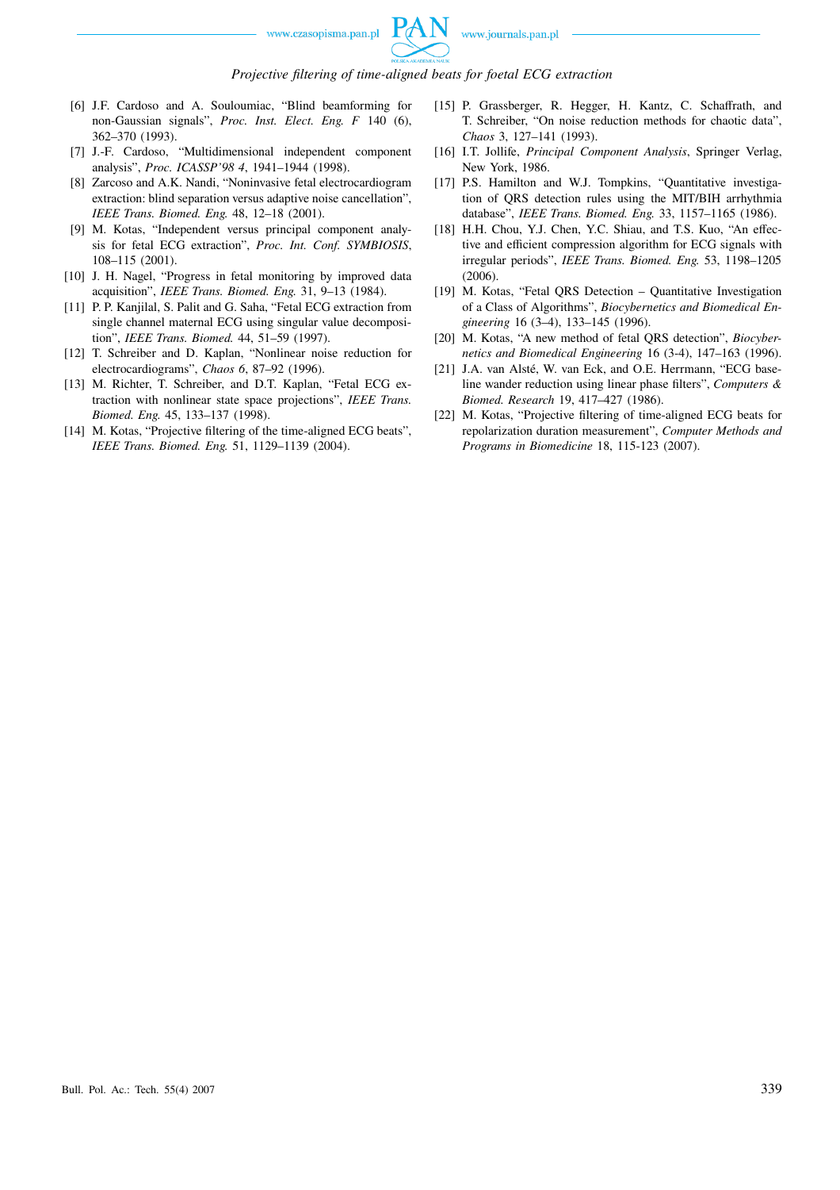[6] J.F. Cardoso and A. Souloumiac, "Blind beamforming for non-Gaussian signals", *Proc. Inst. Elect. Eng. F* 140 (6), 362–370 (1993).

[7] J.-F. Cardoso, "Multidimensional independent component analysis", *Proc. ICASSP'98 4*, 1941–1944 (1998).

[8] Zarcoso and A.K. Nandi, "Noninvasive fetal electrocardiogram extraction: blind separation versus adaptive noise cancellation", *IEEE Trans. Biomed. Eng.* 48, 12–18 (2001).

[9] M. Kotas, "Independent versus principal component analysis for fetal ECG extraction", *Proc. Int. Conf. SYMBIOSIS*, 108–115 (2001).

[10] J. H. Nagel, "Progress in fetal monitoring by improved data acquisition", *IEEE Trans. Biomed. Eng.* 31, 9–13 (1984).

[11] P. P. Kanjilal, S. Palit and G. Saha, "Fetal ECG extraction from single channel maternal ECG using singular value decomposition", *IEEE Trans. Biomed.* 44, 51–59 (1997).

[12] T. Schreiber and D. Kaplan, "Nonlinear noise reduction for electrocardiograms", *Chaos 6*, 87–92 (1996).

[13] M. Richter, T. Schreiber, and D.T. Kaplan, "Fetal ECG extraction with nonlinear state space projections", *IEEE Trans. Biomed. Eng.* 45, 133–137 (1998).

[14] M. Kotas, "Projective filtering of the time-aligned ECG beats", *IEEE Trans. Biomed. Eng.* 51, 1129–1139 (2004).

[15] P. Grassberger, R. Hegger, H. Kantz, C. Schaffrath, and T. Schreiber, "On noise reduction methods for chaotic data", *Chaos* 3, 127–141 (1993).

[16] I.T. Jollife, *Principal Component Analysis*, Springer Verlag, New York, 1986.

[17] P.S. Hamilton and W.J. Tompkins, "Quantitative investigation of QRS detection rules using the MIT/BIH arrhythmia database", *IEEE Trans. Biomed. Eng.* 33, 1157–1165 (1986).

[18] H.H. Chou, Y.J. Chen, Y.C. Shiau, and T.S. Kuo, "An effective and efficient compression algorithm for ECG signals with irregular periods", *IEEE Trans. Biomed. Eng.* 53, 1198–1205 (2006).

[19] M. Kotas, "Fetal QRS Detection – Quantitative Investigation of a Class of Algorithms", *Biocybernetics and Biomedical Engineering* 16 (3–4), 133–145 (1996).

[20] M. Kotas, "A new method of fetal QRS detection", *Biocybernetics and Biomedical Engineering* 16 (3-4), 147–163 (1996).

[21] J.A. van Alsté, W. van Eck, and O.E. Herrmann, "ECG baseline wander reduction using linear phase filters", *Computers & Biomed. Research* 19, 417–427 (1986).

[22] M. Kotas, "Projective filtering of time-aligned ECG beats for repolarization duration measurement", *Computer Methods and Programs in Biomedicine* 18, 115-123 (2007).